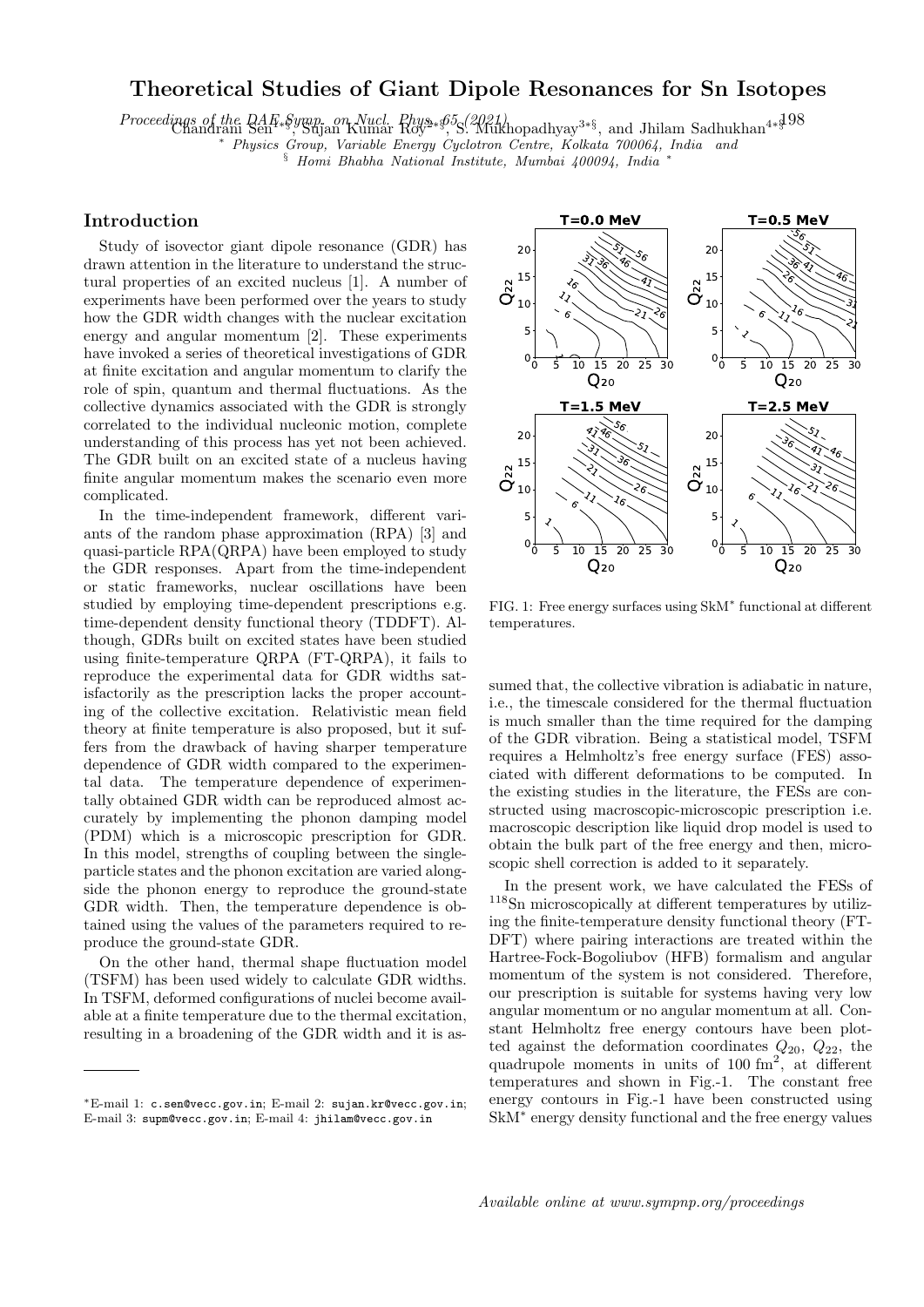# Theoretical Studies of Giant Dipole Resonances for Sn Isotopes

Chandrani Sen[1*§], Sujan Kumar Roy[2*§], S. Mukhopadhyay[3*§], and Jhilam Sadhukhan[4*§]

[*] *Physics Group, Variable Energy Cyclotron Centre, Kolkata 700064, India and*

[§] *Homi Bhabha National Institute, Mumbai 400094, India* [*]

## Introduction

Study of isovector giant dipole resonance (GDR) has drawn attention in the literature to understand the structural properties of an excited nucleus [1]. A number of experiments have been performed over the years to study how the GDR width changes with the nuclear excitation energy and angular momentum [2]. These experiments have invoked a series of theoretical investigations of GDR at finite excitation and angular momentum to clarify the role of spin, quantum and thermal fluctuations. As the collective dynamics associated with the GDR is strongly correlated to the individual nucleonic motion, complete understanding of this process has yet not been achieved. The GDR built on an excited state of a nucleus having finite angular momentum makes the scenario even more complicated.

In the time-independent framework, different variants of the random phase approximation (RPA) [3] and quasi-particle RPA(QRPA) have been employed to study the GDR responses. Apart from the time-independent or static frameworks, nuclear oscillations have been studied by employing time-dependent prescriptions e.g. time-dependent density functional theory (TDDFT). Although, GDRs built on excited states have been studied using finite-temperature QRPA (FT-QRPA), it fails to reproduce the experimental data for GDR widths satisfactorily as the prescription lacks the proper accounting of the collective excitation. Relativistic mean field theory at finite temperature is also proposed, but it suffers from the drawback of having sharper temperature dependence of GDR width compared to the experimental data. The temperature dependence of experimentally obtained GDR width can be reproduced almost accurately by implementing the phonon damping model (PDM) which is a microscopic prescription for GDR. In this model, strengths of coupling between the single-particle states and the phonon excitation are varied alongside the phonon energy to reproduce the ground-state GDR width. Then, the temperature dependence is obtained using the values of the parameters required to reproduce the ground-state GDR.

On the other hand, thermal shape fluctuation model (TSFM) has been used widely to calculate GDR widths. In TSFM, deformed configurations of nuclei become available at a finite temperature due to the thermal excitation, resulting in a broadening of the GDR width and it is assumed that, the collective vibration is adiabatic in nature, i.e., the timescale considered for the thermal fluctuation is much smaller than the time required for the damping of the GDR vibration. Being a statistical model, TSFM requires a Helmholtz's free energy surface (FES) associated with different deformations to be computed. In the existing studies in the literature, the FESs are constructed using macroscopic-microscopic prescription i.e. macroscopic description like liquid drop model is used to obtain the bulk part of the free energy and then, microscopic shell correction is added to it separately.

FIG. 1: Free energy surfaces using SkM$^*$ functional at different temperatures.

In the present work, we have calculated the FESs of $^{118}$Sn microscopically at different temperatures by utilizing the finite-temperature density functional theory (FT-DFT) where pairing interactions are treated within the Hartree-Fock-Bogoliubov (HFB) formalism and angular momentum of the system is not considered. Therefore, our prescription is suitable for systems having very low angular momentum or no angular momentum at all. Constant Helmholtz free energy contours have been plotted against the deformation coordinates $Q_{20}$, $Q_{22}$, the quadrupole moments in units of 100 fm$^2$, at different temperatures and shown in Fig.-1. The constant free energy contours in Fig.-1 have been constructed using SkM$^*$ energy density functional and the free energy values

---

[*]E-mail 1: c.sen@vecc.gov.in; E-mail 2: sujan.kr@vecc.gov.in; E-mail 3: supm@vecc.gov.in; E-mail 4: jhilam@vecc.gov.in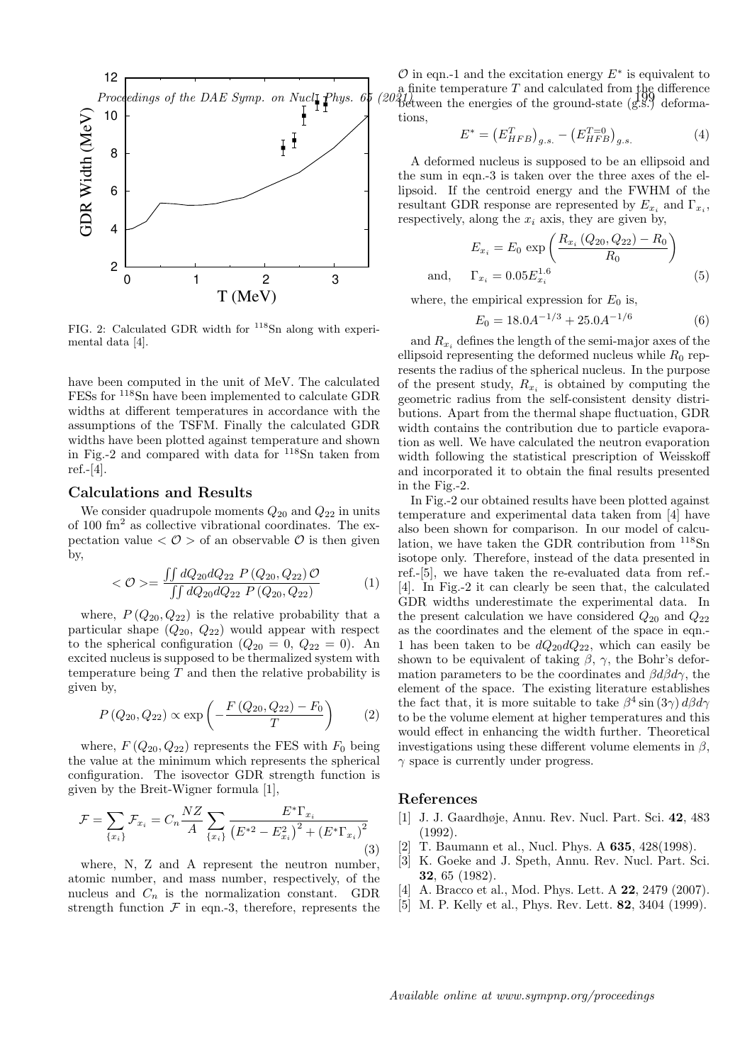12

10

8

6

4

2

0 1 2 3

GDR Width (MeV)

T (MeV)

FIG. 2: Calculated GDR width for $^{118}$Sn along with experimental data [4].

have been computed in the unit of MeV. The calculated FESs for $^{118}$Sn have been implemented to calculate GDR widths at different temperatures in accordance with the assumptions of the TSFM. Finally the calculated GDR widths have been plotted against temperature and shown in Fig.-2 and compared with data for $^{118}$Sn taken from ref.-[4].

## Calculations and Results

We consider quadrupole moments $Q_{20}$ and $Q_{22}$ in units of 100 fm$^2$ as collective vibrational coordinates. The expectation value $<\mathcal{O}>$ of an observable $\mathcal{O}$ is then given by,

$$<\mathcal{O}>=\frac{\iint dQ_{20}dQ_{22}\ P\left(Q_{20},Q_{22}\right)\mathcal{O}}{\iint dQ_{20}dQ_{22}\ P\left(Q_{20},Q_{22}\right)} \quad (1)$$

where, $P\left(Q_{20},Q_{22}\right)$ is the relative probability that a particular shape ($Q_{20}$, $Q_{22}$) would appear with respect to the spherical configuration ($Q_{20}=0$, $Q_{22}=0$). An excited nucleus is supposed to be thermalized system with temperature being $T$ and then the relative probability is given by,

$$P\left(Q_{20},Q_{22}\right)\propto\exp\left(-\frac{F\left(Q_{20},Q_{22}\right)-F_0}{T}\right) \quad (2)$$

where, $F\left(Q_{20},Q_{22}\right)$ represents the FES with $F_0$ being the value at the minimum which represents the spherical configuration. The isovector GDR strength function is given by the Breit-Wigner formula [1],

$$\mathcal{F}=\sum_{\{x_i\}}\mathcal{F}_{x_i}=C_n\frac{NZ}{A}\sum_{\{x_i\}}\frac{E^*\Gamma_{x_i}}{\left(E^{*2}-E_{x_i}^2\right)^2+\left(E^*\Gamma_{x_i}\right)^2} \quad (3)$$

where, N, Z and A represent the neutron number, atomic number, and mass number, respectively, of the nucleus and $C_n$ is the normalization constant. GDR strength function $\mathcal{F}$ in eqn.-3, therefore, represents the $\mathcal{O}$ in eqn.-1 and the excitation energy $E^*$ is equivalent to a finite temperature $T$ and calculated from the difference between the energies of the ground-state (g.s.) deformations,

$$E^*=\left(E_{HFB}^T\right)_{g.s.}-\left(E_{HFB}^{T=0}\right)_{g.s.} \quad (4)$$

A deformed nucleus is supposed to be an ellipsoid and the sum in eqn.-3 is taken over the three axes of the ellipsoid. If the centroid energy and the FWHM of the resultant GDR response are represented by $E_{x_i}$ and $\Gamma_{x_i}$, respectively, along the $x_i$ axis, they are given by,

$$E_{x_i}=E_0\ \exp\left(\frac{R_{x_i}\left(Q_{20},Q_{22}\right)-R_0}{R_0}\right)$$

$$\text{and,}\quad \Gamma_{x_i}=0.05E_{x_i}^{1.6} \quad (5)$$

where, the empirical expression for $E_0$ is,

$$E_0=18.0A^{-1/3}+25.0A^{-1/6} \quad (6)$$

and $R_{x_i}$ defines the length of the semi-major axes of the ellipsoid representing the deformed nucleus while $R_0$ represents the radius of the spherical nucleus. In the purpose of the present study, $R_{x_i}$ is obtained by computing the geometric radius from the self-consistent density distributions. Apart from the thermal shape fluctuation, GDR width contains the contribution due to particle evaporation as well. We have calculated the neutron evaporation width following the statistical prescription of Weisskoff and incorporated it to obtain the final results presented in the Fig.-2.

In Fig.-2 our obtained results have been plotted against temperature and experimental data taken from [4] have also been shown for comparison. In our model of calculation, we have taken the GDR contribution from $^{118}$Sn isotope only. Therefore, instead of the data presented in ref.-[5], we have taken the re-evaluated data from ref.-[4]. In Fig.-2 it can clearly be seen that, the calculated GDR widths underestimate the experimental data. In the present calculation we have considered $Q_{20}$ and $Q_{22}$ as the coordinates and the element of the space in eqn.-1 has been taken to be $dQ_{20}dQ_{22}$, which can easily be shown to be equivalent of taking $\beta$, $\gamma$, the Bohr's deformation parameters to be the coordinates and $\beta d\beta d\gamma$, the element of the space. The existing literature establishes the fact that, it is more suitable to take $\beta^4\sin\left(3\gamma\right)d\beta d\gamma$ to be the volume element at higher temperatures and this would effect in enhancing the width further. Theoretical investigations using these different volume elements in $\beta$, $\gamma$ space is currently under progress.

## References

[1] J. J. Gaardhøje, Annu. Rev. Nucl. Part. Sci. **42**, 483 (1992).

[2] T. Baumann et al., Nucl. Phys. A **635**, 428(1998).

[3] K. Goeke and J. Speth, Annu. Rev. Nucl. Part. Sci. **32**, 65 (1982).

[4] A. Bracco et al., Mod. Phys. Lett. A **22**, 2479 (2007).

[5] M. P. Kelly et al., Phys. Rev. Lett. **82**, 3404 (1999).